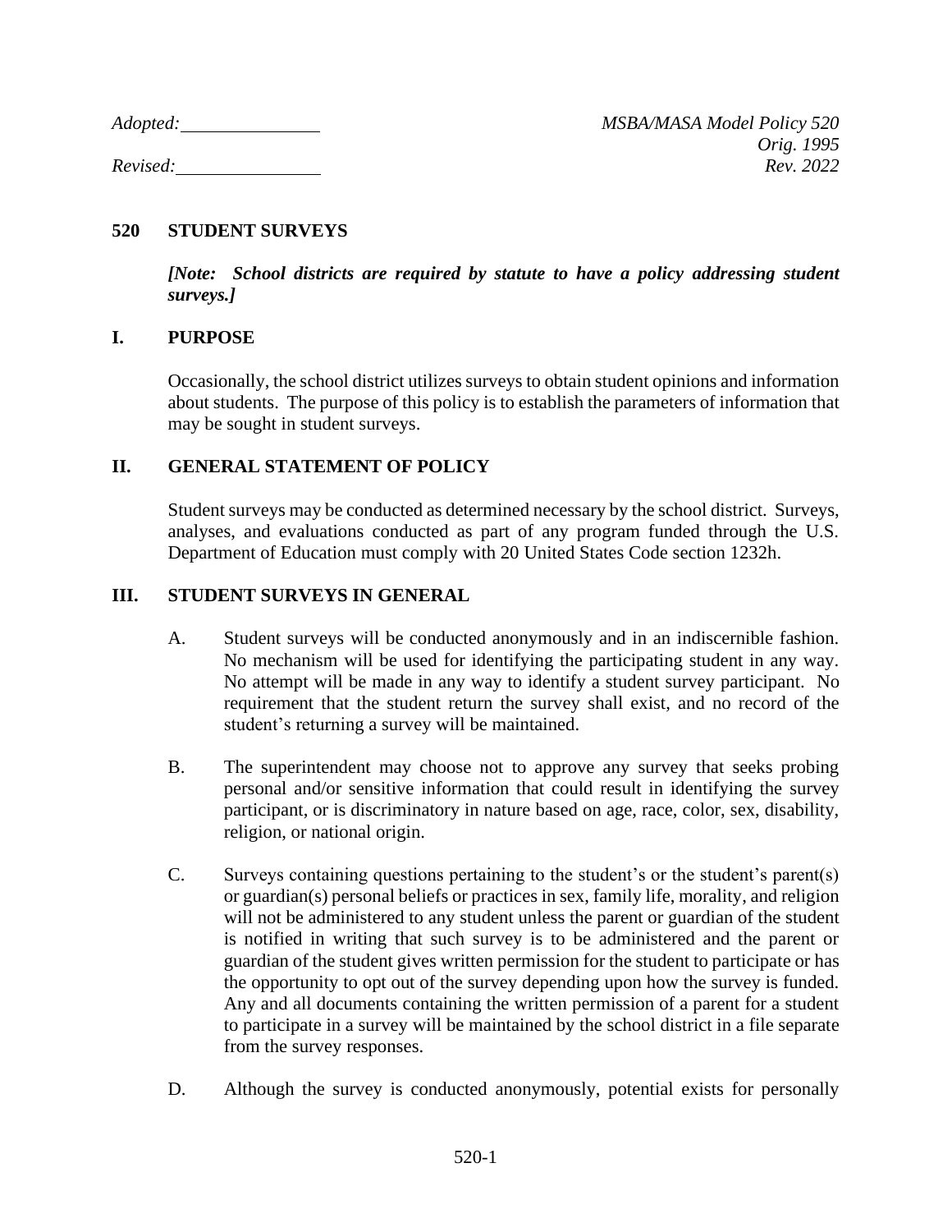Adopted: \_\_\_\_\_\_\_\_\_\_\_\_\_\_\_ MSBA/MASA Model Policy 520

Orig. 1995

Revised: \_\_\_\_\_\_\_\_\_\_\_\_\_\_\_ Rev. 2022

# 520 STUDENT SURVEYS

***[Note: School districts are required by statute to have a policy addressing student surveys.]***

## I. PURPOSE

Occasionally, the school district utilizes surveys to obtain student opinions and information about students. The purpose of this policy is to establish the parameters of information that may be sought in student surveys.

## II. GENERAL STATEMENT OF POLICY

Student surveys may be conducted as determined necessary by the school district. Surveys, analyses, and evaluations conducted as part of any program funded through the U.S. Department of Education must comply with 20 United States Code section 1232h.

## III. STUDENT SURVEYS IN GENERAL

A. Student surveys will be conducted anonymously and in an indiscernible fashion. No mechanism will be used for identifying the participating student in any way. No attempt will be made in any way to identify a student survey participant. No requirement that the student return the survey shall exist, and no record of the student's returning a survey will be maintained.

B. The superintendent may choose not to approve any survey that seeks probing personal and/or sensitive information that could result in identifying the survey participant, or is discriminatory in nature based on age, race, color, sex, disability, religion, or national origin.

C. Surveys containing questions pertaining to the student's or the student's parent(s) or guardian(s) personal beliefs or practices in sex, family life, morality, and religion will not be administered to any student unless the parent or guardian of the student is notified in writing that such survey is to be administered and the parent or guardian of the student gives written permission for the student to participate or has the opportunity to opt out of the survey depending upon how the survey is funded. Any and all documents containing the written permission of a parent for a student to participate in a survey will be maintained by the school district in a file separate from the survey responses.

D. Although the survey is conducted anonymously, potential exists for personally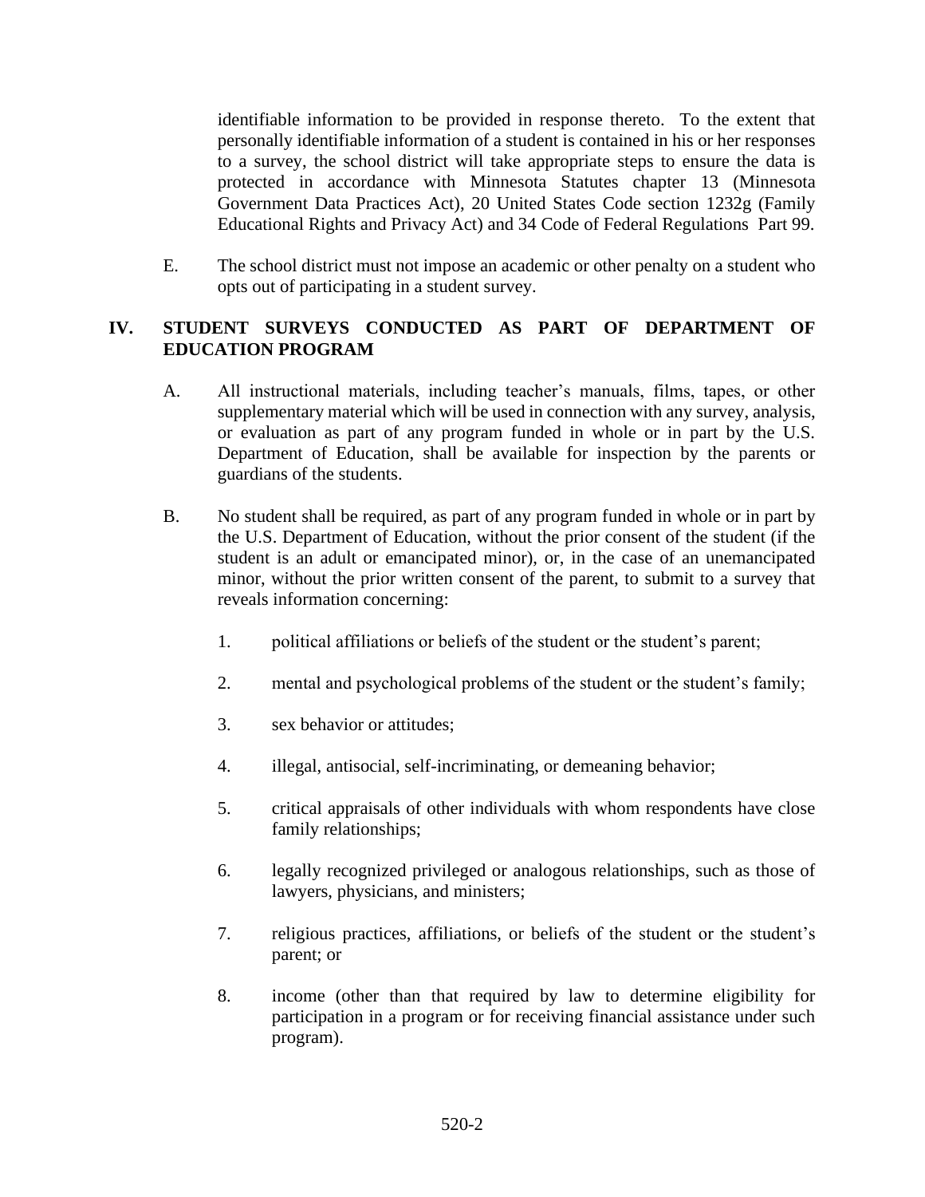identifiable information to be provided in response thereto. To the extent that personally identifiable information of a student is contained in his or her responses to a survey, the school district will take appropriate steps to ensure the data is protected in accordance with Minnesota Statutes chapter 13 (Minnesota Government Data Practices Act), 20 United States Code section 1232g (Family Educational Rights and Privacy Act) and 34 Code of Federal Regulations Part 99.

E. The school district must not impose an academic or other penalty on a student who opts out of participating in a student survey.

## IV. STUDENT SURVEYS CONDUCTED AS PART OF DEPARTMENT OF EDUCATION PROGRAM

A. All instructional materials, including teacher's manuals, films, tapes, or other supplementary material which will be used in connection with any survey, analysis, or evaluation as part of any program funded in whole or in part by the U.S. Department of Education, shall be available for inspection by the parents or guardians of the students.

B. No student shall be required, as part of any program funded in whole or in part by the U.S. Department of Education, without the prior consent of the student (if the student is an adult or emancipated minor), or, in the case of an unemancipated minor, without the prior written consent of the parent, to submit to a survey that reveals information concerning:

1. political affiliations or beliefs of the student or the student's parent;

2. mental and psychological problems of the student or the student's family;

3. sex behavior or attitudes;

4. illegal, antisocial, self-incriminating, or demeaning behavior;

5. critical appraisals of other individuals with whom respondents have close family relationships;

6. legally recognized privileged or analogous relationships, such as those of lawyers, physicians, and ministers;

7. religious practices, affiliations, or beliefs of the student or the student's parent; or

8. income (other than that required by law to determine eligibility for participation in a program or for receiving financial assistance under such program).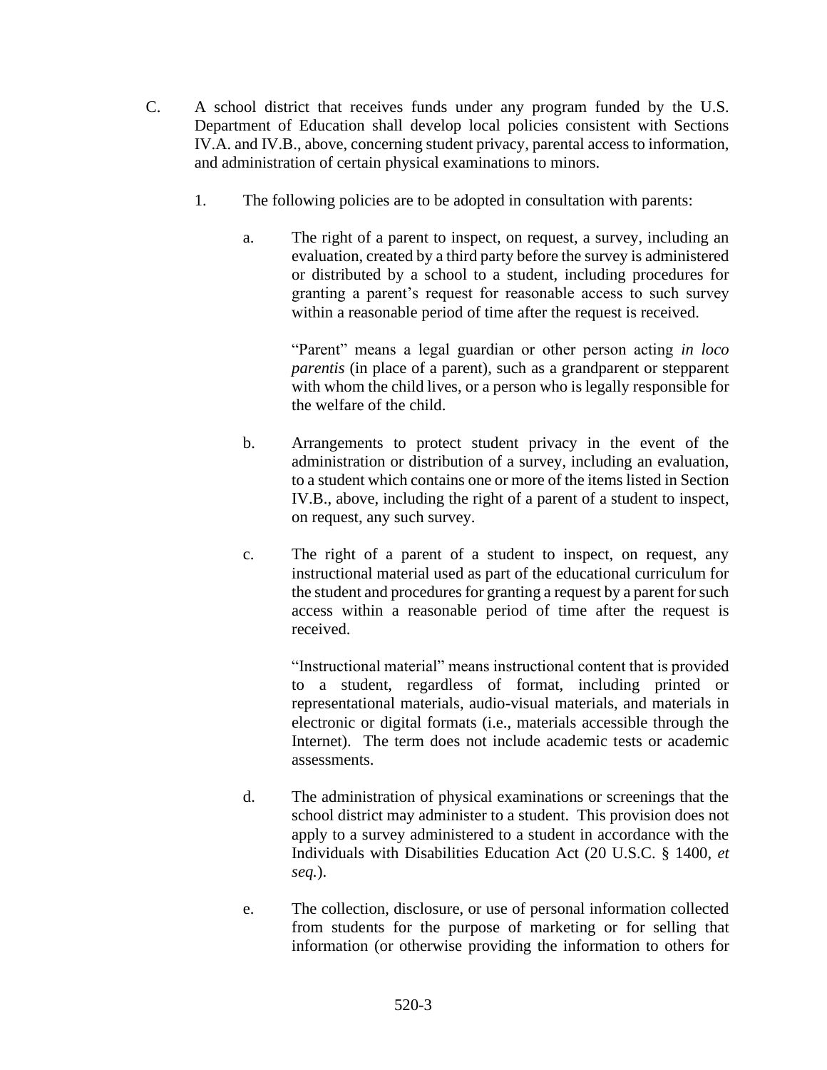C. A school district that receives funds under any program funded by the U.S. Department of Education shall develop local policies consistent with Sections IV.A. and IV.B., above, concerning student privacy, parental access to information, and administration of certain physical examinations to minors.

  1. The following policies are to be adopted in consultation with parents:

     a. The right of a parent to inspect, on request, a survey, including an evaluation, created by a third party before the survey is administered or distributed by a school to a student, including procedures for granting a parent's request for reasonable access to such survey within a reasonable period of time after the request is received.

        "Parent" means a legal guardian or other person acting *in loco parentis* (in place of a parent), such as a grandparent or stepparent with whom the child lives, or a person who is legally responsible for the welfare of the child.

     b. Arrangements to protect student privacy in the event of the administration or distribution of a survey, including an evaluation, to a student which contains one or more of the items listed in Section IV.B., above, including the right of a parent of a student to inspect, on request, any such survey.

     c. The right of a parent of a student to inspect, on request, any instructional material used as part of the educational curriculum for the student and procedures for granting a request by a parent for such access within a reasonable period of time after the request is received.

        "Instructional material" means instructional content that is provided to a student, regardless of format, including printed or representational materials, audio-visual materials, and materials in electronic or digital formats (i.e., materials accessible through the Internet). The term does not include academic tests or academic assessments.

     d. The administration of physical examinations or screenings that the school district may administer to a student. This provision does not apply to a survey administered to a student in accordance with the Individuals with Disabilities Education Act (20 U.S.C. § 1400, *et seq.*).

     e. The collection, disclosure, or use of personal information collected from students for the purpose of marketing or for selling that information (or otherwise providing the information to others for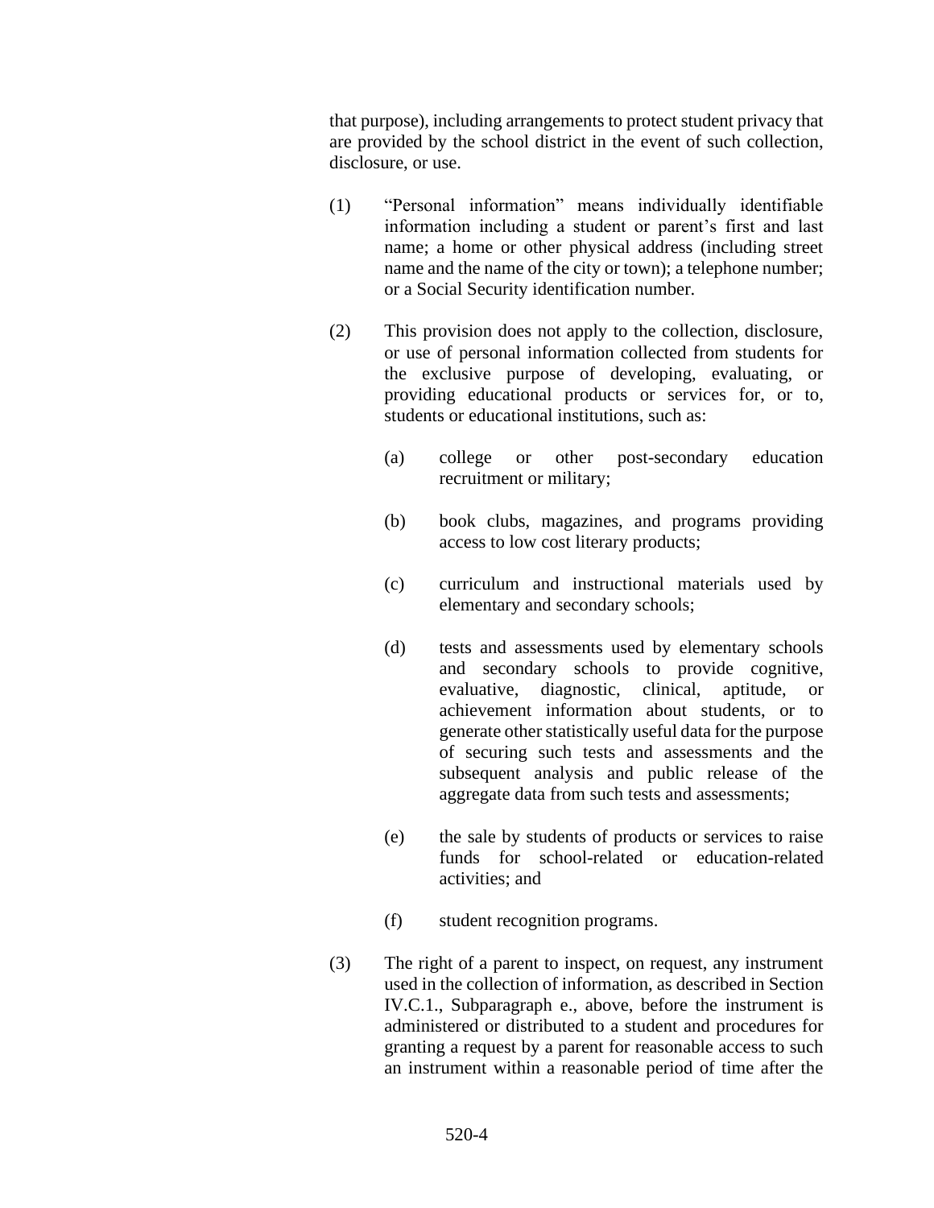that purpose), including arrangements to protect student privacy that are provided by the school district in the event of such collection, disclosure, or use.

(1) "Personal information" means individually identifiable information including a student or parent's first and last name; a home or other physical address (including street name and the name of the city or town); a telephone number; or a Social Security identification number.

(2) This provision does not apply to the collection, disclosure, or use of personal information collected from students for the exclusive purpose of developing, evaluating, or providing educational products or services for, or to, students or educational institutions, such as:

   (a) college or other post-secondary education recruitment or military;

   (b) book clubs, magazines, and programs providing access to low cost literary products;

   (c) curriculum and instructional materials used by elementary and secondary schools;

   (d) tests and assessments used by elementary schools and secondary schools to provide cognitive, evaluative, diagnostic, clinical, aptitude, or achievement information about students, or to generate other statistically useful data for the purpose of securing such tests and assessments and the subsequent analysis and public release of the aggregate data from such tests and assessments;

   (e) the sale by students of products or services to raise funds for school-related or education-related activities; and

   (f) student recognition programs.

(3) The right of a parent to inspect, on request, any instrument used in the collection of information, as described in Section IV.C.1., Subparagraph e., above, before the instrument is administered or distributed to a student and procedures for granting a request by a parent for reasonable access to such an instrument within a reasonable period of time after the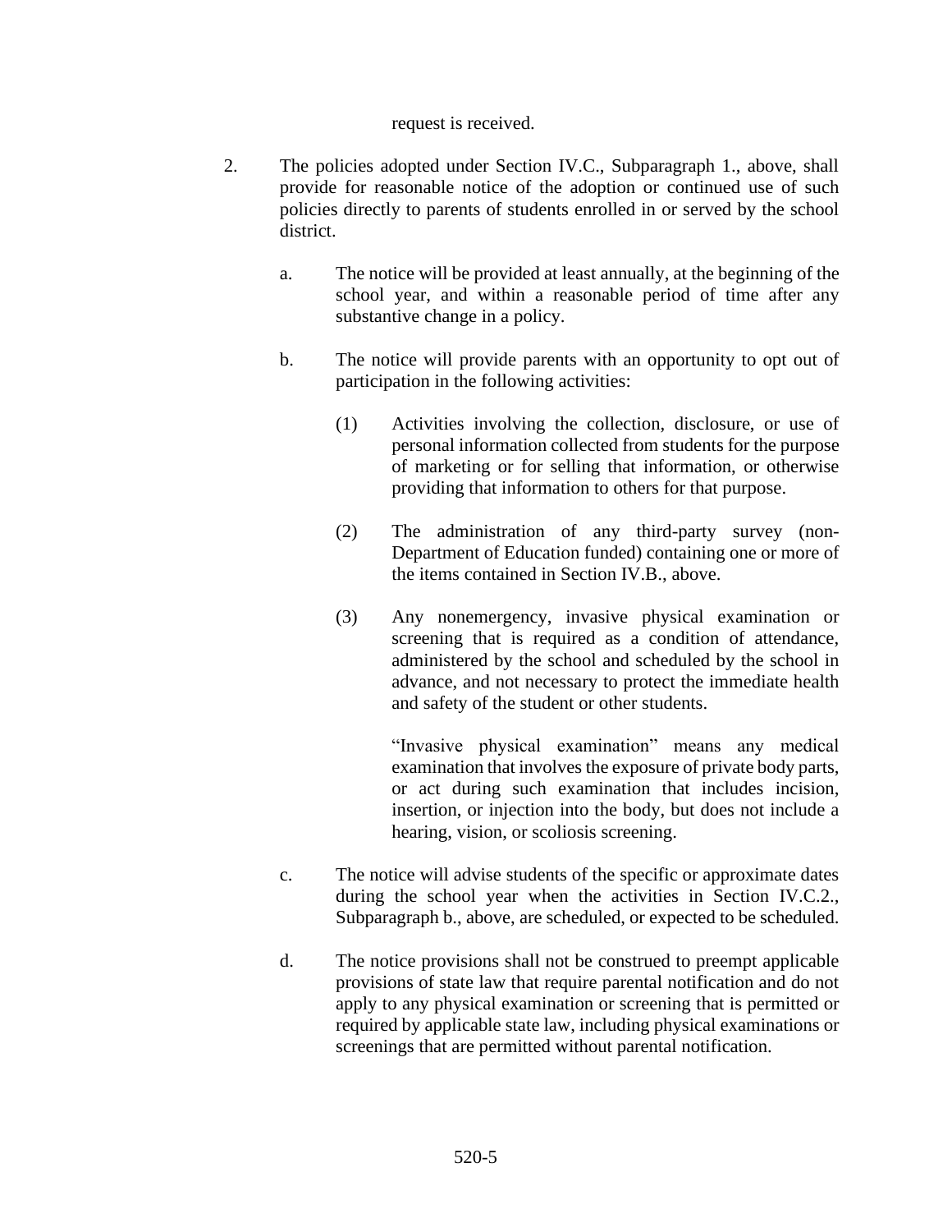request is received.

2. The policies adopted under Section IV.C., Subparagraph 1., above, shall provide for reasonable notice of the adoption or continued use of such policies directly to parents of students enrolled in or served by the school district.

   a. The notice will be provided at least annually, at the beginning of the school year, and within a reasonable period of time after any substantive change in a policy.

   b. The notice will provide parents with an opportunity to opt out of participation in the following activities:

      (1) Activities involving the collection, disclosure, or use of personal information collected from students for the purpose of marketing or for selling that information, or otherwise providing that information to others for that purpose.

      (2) The administration of any third-party survey (non-Department of Education funded) containing one or more of the items contained in Section IV.B., above.

      (3) Any nonemergency, invasive physical examination or screening that is required as a condition of attendance, administered by the school and scheduled by the school in advance, and not necessary to protect the immediate health and safety of the student or other students.

         "Invasive physical examination" means any medical examination that involves the exposure of private body parts, or act during such examination that includes incision, insertion, or injection into the body, but does not include a hearing, vision, or scoliosis screening.

   c. The notice will advise students of the specific or approximate dates during the school year when the activities in Section IV.C.2., Subparagraph b., above, are scheduled, or expected to be scheduled.

   d. The notice provisions shall not be construed to preempt applicable provisions of state law that require parental notification and do not apply to any physical examination or screening that is permitted or required by applicable state law, including physical examinations or screenings that are permitted without parental notification.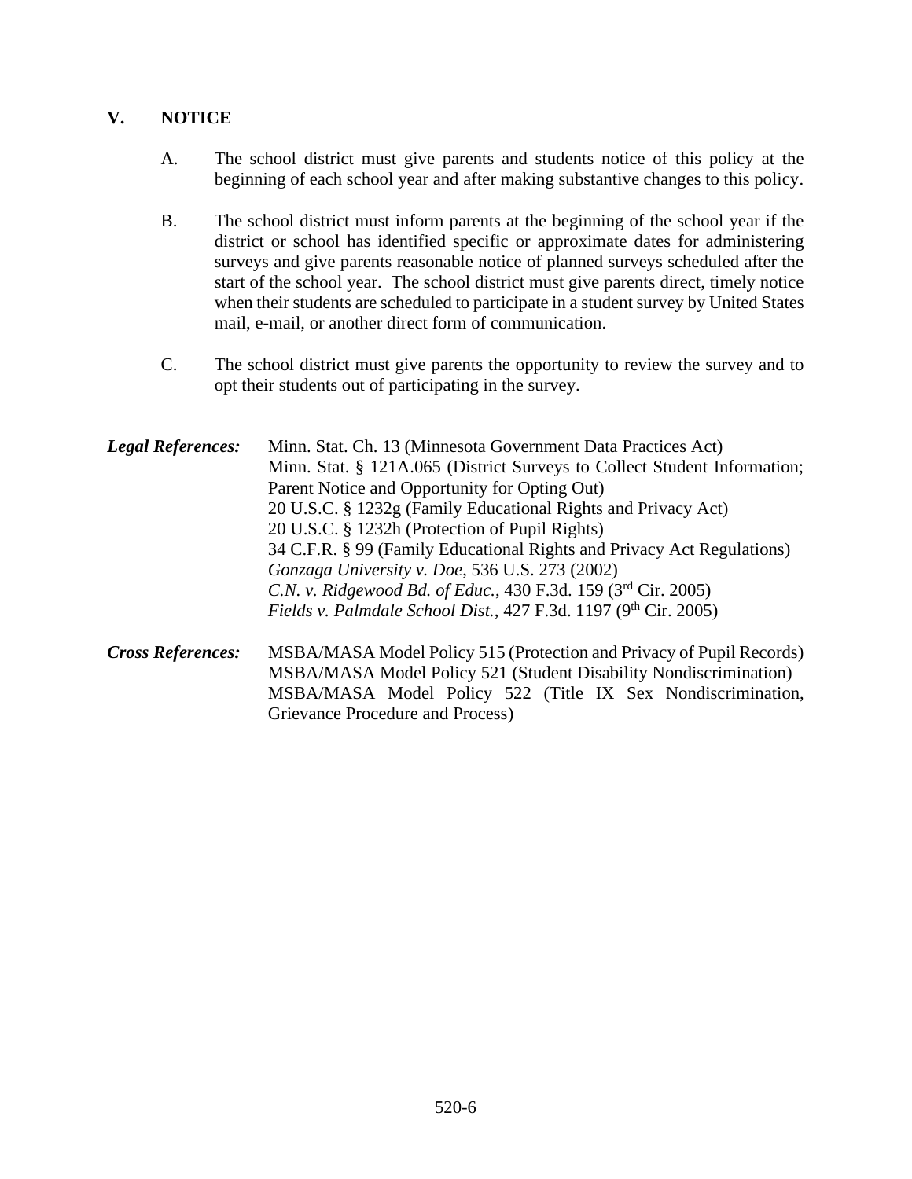## V. NOTICE

A. The school district must give parents and students notice of this policy at the beginning of each school year and after making substantive changes to this policy.

B. The school district must inform parents at the beginning of the school year if the district or school has identified specific or approximate dates for administering surveys and give parents reasonable notice of planned surveys scheduled after the start of the school year. The school district must give parents direct, timely notice when their students are scheduled to participate in a student survey by United States mail, e-mail, or another direct form of communication.

C. The school district must give parents the opportunity to review the survey and to opt their students out of participating in the survey.

***Legal References:***

Minn. Stat. Ch. 13 (Minnesota Government Data Practices Act)
Minn. Stat. § 121A.065 (District Surveys to Collect Student Information; Parent Notice and Opportunity for Opting Out)
20 U.S.C. § 1232g (Family Educational Rights and Privacy Act)
20 U.S.C. § 1232h (Protection of Pupil Rights)
34 C.F.R. § 99 (Family Educational Rights and Privacy Act Regulations)
*Gonzaga University v. Doe*, 536 U.S. 273 (2002)
*C.N. v. Ridgewood Bd. of Educ.*, 430 F.3d. 159 (3rd Cir. 2005)
*Fields v. Palmdale School Dist.*, 427 F.3d. 1197 (9th Cir. 2005)

***Cross References:***

MSBA/MASA Model Policy 515 (Protection and Privacy of Pupil Records)
MSBA/MASA Model Policy 521 (Student Disability Nondiscrimination)
MSBA/MASA Model Policy 522 (Title IX Sex Nondiscrimination, Grievance Procedure and Process)